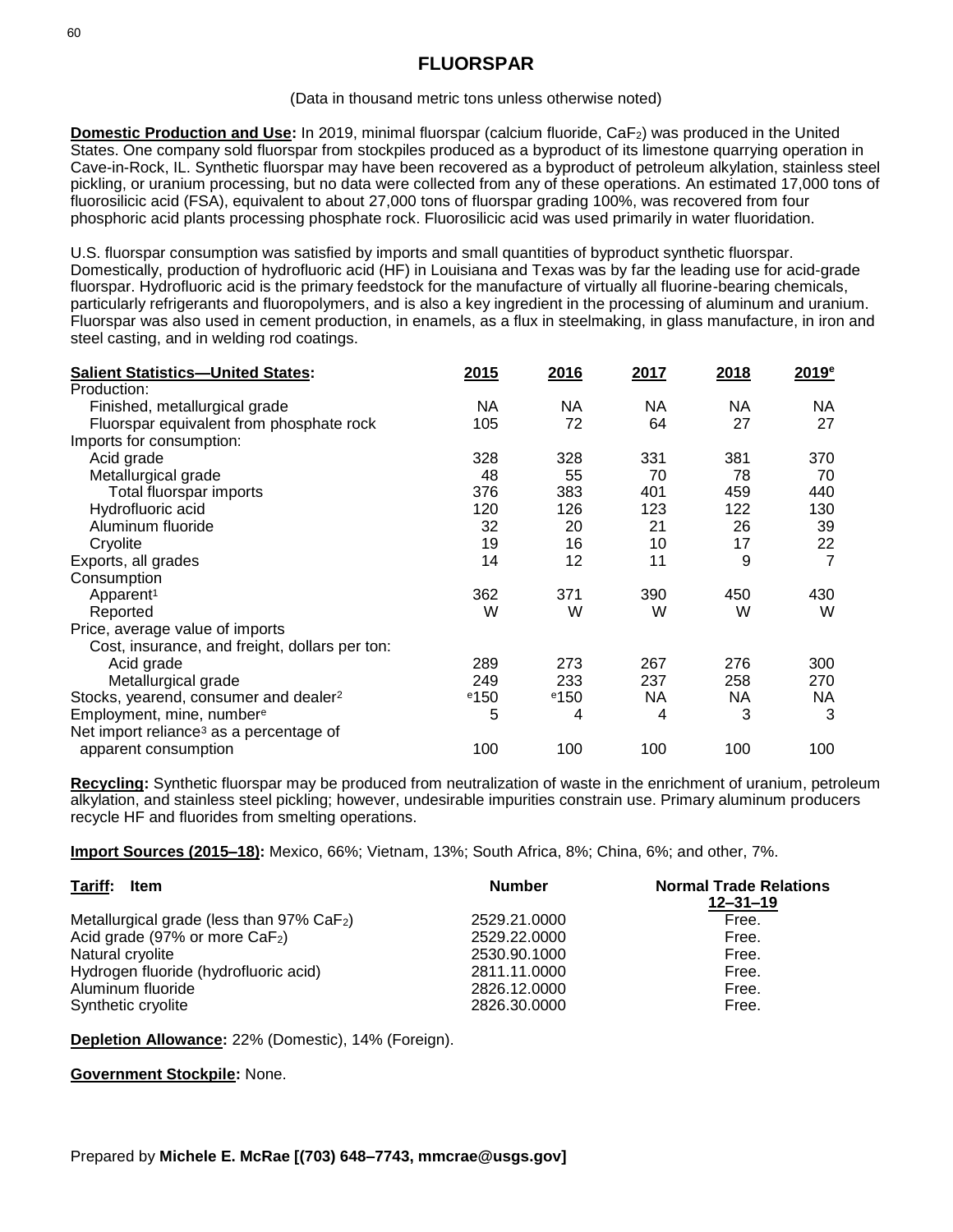# FLUORSPAR

(Data in thousand metric tons unless otherwise noted)

**Domestic Production and Use:** In 2019, minimal fluorspar (calcium fluoride, $CaF_2$) was produced in the United States. One company sold fluorspar from stockpiles produced as a byproduct of its limestone quarrying operation in Cave-in-Rock, IL. Synthetic fluorspar may have been recovered as a byproduct of petroleum alkylation, stainless steel pickling, or uranium processing, but no data were collected from any of these operations. An estimated 17,000 tons of fluorosilicic acid (FSA), equivalent to about 27,000 tons of fluorspar grading 100%, was recovered from four phosphoric acid plants processing phosphate rock. Fluorosilicic acid was used primarily in water fluoridation.

U.S. fluorspar consumption was satisfied by imports and small quantities of byproduct synthetic fluorspar. Domestically, production of hydrofluoric acid (HF) in Louisiana and Texas was by far the leading use for acid-grade fluorspar. Hydrofluoric acid is the primary feedstock for the manufacture of virtually all fluorine-bearing chemicals, particularly refrigerants and fluoropolymers, and is also a key ingredient in the processing of aluminum and uranium. Fluorspar was also used in cement production, in enamels, as a flux in steelmaking, in glass manufacture, in iron and steel casting, and in welding rod coatings.

| **Salient Statistics—United States:** | 2015 | 2016 | 2017 | 2018 | 2019[e] |
|---|---|---|---|---|---|
| Production: | | | | | |
| Finished, metallurgical grade | NA | NA | NA | NA | NA |
| Fluorspar equivalent from phosphate rock | 105 | 72 | 64 | 27 | 27 |
| Imports for consumption: | | | | | |
| Acid grade | 328 | 328 | 331 | 381 | 370 |
| Metallurgical grade | 48 | 55 | 70 | 78 | 70 |
| Total fluorspar imports | 376 | 383 | 401 | 459 | 440 |
| Hydrofluoric acid | 120 | 126 | 123 | 122 | 130 |
| Aluminum fluoride | 32 | 20 | 21 | 26 | 39 |
| Cryolite | 19 | 16 | 10 | 17 | 22 |
| Exports, all grades | 14 | 12 | 11 | 9 | 7 |
| Consumption | | | | | |
| Apparent[1] | 362 | 371 | 390 | 450 | 430 |
| Reported | W | W | W | W | W |
| Price, average value of imports | | | | | |
| Cost, insurance, and freight, dollars per ton: | | | | | |
| Acid grade | 289 | 273 | 267 | 276 | 300 |
| Metallurgical grade | 249 | 233 | 237 | 258 | 270 |
| Stocks, yearend, consumer and dealer[2] | [e]150 | [e]150 | NA | NA | NA |
| Employment, mine, number[e] | 5 | 4 | 4 | 3 | 3 |
| Net import reliance[3] as a percentage of apparent consumption | 100 | 100 | 100 | 100 | 100 |

**Recycling:** Synthetic fluorspar may be produced from neutralization of waste in the enrichment of uranium, petroleum alkylation, and stainless steel pickling; however, undesirable impurities constrain use. Primary aluminum producers recycle HF and fluorides from smelting operations.

**Import Sources (2015–18):** Mexico, 66%; Vietnam, 13%; South Africa, 8%; China, 6%; and other, 7%.

| **Tariff:** Item | Number | Normal Trade Relations 12–31–19 |
|---|---|---|
| Metallurgical grade (less than 97% $CaF_2$) | 2529.21.0000 | Free. |
| Acid grade (97% or more $CaF_2$) | 2529.22.0000 | Free. |
| Natural cryolite | 2530.90.1000 | Free. |
| Hydrogen fluoride (hydrofluoric acid) | 2811.11.0000 | Free. |
| Aluminum fluoride | 2826.12.0000 | Free. |
| Synthetic cryolite | 2826.30.0000 | Free. |

**Depletion Allowance:** 22% (Domestic), 14% (Foreign).

**Government Stockpile:** None.

Prepared by **Michele E. McRae [(703) 648–7743, mmcrae@usgs.gov]**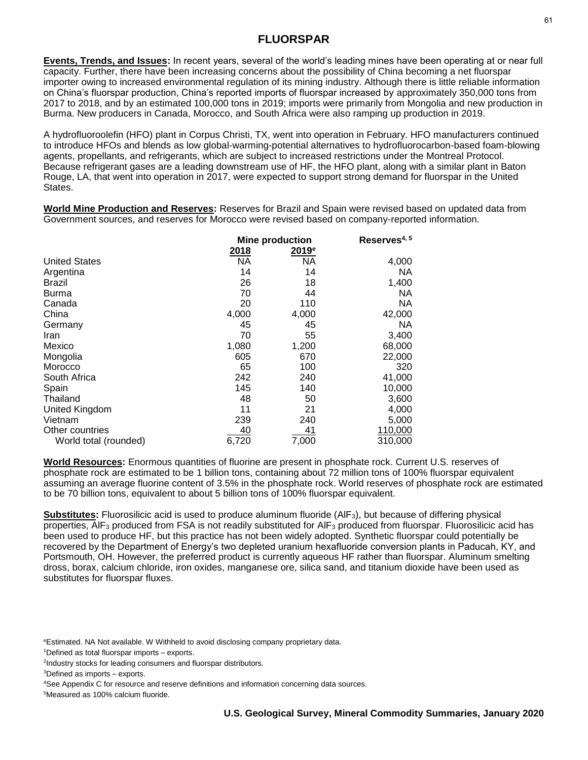# FLUORSPAR

**Events, Trends, and Issues:** In recent years, several of the world's leading mines have been operating at or near full capacity. Further, there have been increasing concerns about the possibility of China becoming a net fluorspar importer owing to increased environmental regulation of its mining industry. Although there is little reliable information on China's fluorspar production, China's reported imports of fluorspar increased by approximately 350,000 tons from 2017 to 2018, and by an estimated 100,000 tons in 2019; imports were primarily from Mongolia and new production in Burma. New producers in Canada, Morocco, and South Africa were also ramping up production in 2019.

A hydrofluoroolefin (HFO) plant in Corpus Christi, TX, went into operation in February. HFO manufacturers continued to introduce HFOs and blends as low global-warming-potential alternatives to hydrofluorocarbon-based foam-blowing agents, propellants, and refrigerants, which are subject to increased restrictions under the Montreal Protocol. Because refrigerant gases are a leading downstream use of HF, the HFO plant, along with a similar plant in Baton Rouge, LA, that went into operation in 2017, were expected to support strong demand for fluorspar in the United States.

**World Mine Production and Reserves:** Reserves for Brazil and Spain were revised based on updated data from Government sources, and reserves for Morocco were revised based on company-reported information.

| | Mine production | | Reserves[4, 5] |
|---|---|---|---|
| | 2018 | 2019[e] | |
| United States | NA | NA | 4,000 |
| Argentina | 14 | 14 | NA |
| Brazil | 26 | 18 | 1,400 |
| Burma | 70 | 44 | NA |
| Canada | 20 | 110 | NA |
| China | 4,000 | 4,000 | 42,000 |
| Germany | 45 | 45 | NA |
| Iran | 70 | 55 | 3,400 |
| Mexico | 1,080 | 1,200 | 68,000 |
| Mongolia | 605 | 670 | 22,000 |
| Morocco | 65 | 100 | 320 |
| South Africa | 242 | 240 | 41,000 |
| Spain | 145 | 140 | 10,000 |
| Thailand | 48 | 50 | 3,600 |
| United Kingdom | 11 | 21 | 4,000 |
| Vietnam | 239 | 240 | 5,000 |
| Other countries | 40 | 41 | 110,000 |
| World total (rounded) | 6,720 | 7,000 | 310,000 |

**World Resources:** Enormous quantities of fluorine are present in phosphate rock. Current U.S. reserves of phosphate rock are estimated to be 1 billion tons, containing about 72 million tons of 100% fluorspar equivalent assuming an average fluorine content of 3.5% in the phosphate rock. World reserves of phosphate rock are estimated to be 70 billion tons, equivalent to about 5 billion tons of 100% fluorspar equivalent.

**Substitutes:** Fluorosilicic acid is used to produce aluminum fluoride ($AlF_3$), but because of differing physical properties, $AlF_3$ produced from FSA is not readily substituted for $AlF_3$ produced from fluorspar. Fluorosilicic acid has been used to produce HF, but this practice has not been widely adopted. Synthetic fluorspar could potentially be recovered by the Department of Energy's two depleted uranium hexafluoride conversion plants in Paducah, KY, and Portsmouth, OH. However, the preferred product is currently aqueous HF rather than fluorspar. Aluminum smelting dross, borax, calcium chloride, iron oxides, manganese ore, silica sand, and titanium dioxide have been used as substitutes for fluorspar fluxes.

[e]Estimated. NA Not available. W Withheld to avoid disclosing company proprietary data.

[1]Defined as total fluorspar imports – exports.

[2]Industry stocks for leading consumers and fluorspar distributors.

[3]Defined as imports – exports.

[4]See Appendix C for resource and reserve definitions and information concerning data sources.

[5]Measured as 100% calcium fluoride.